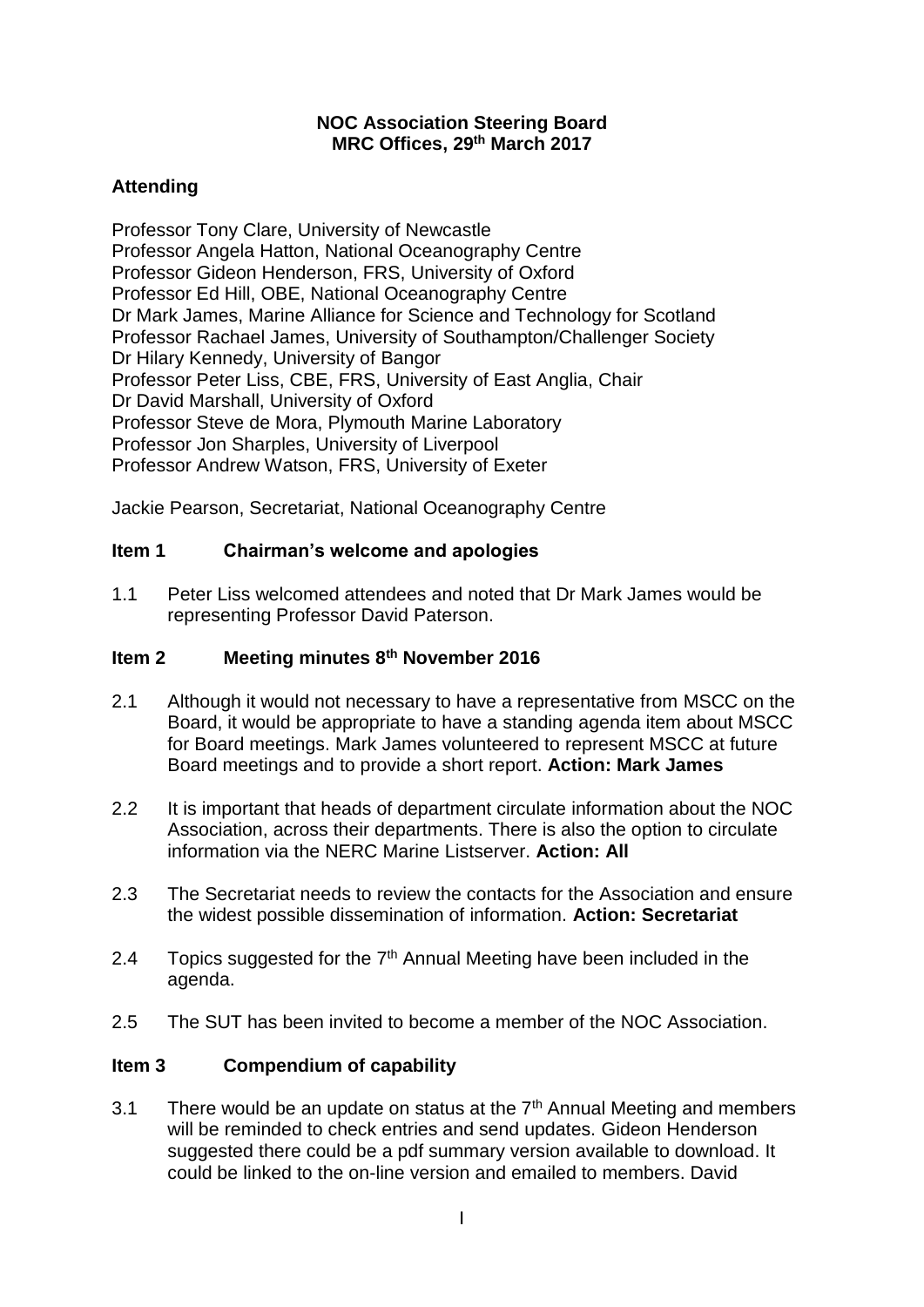**NOC Association Steering Board**
**MRC Offices, 29th March 2017**

## Attending

Professor Tony Clare, University of Newcastle
Professor Angela Hatton, National Oceanography Centre
Professor Gideon Henderson, FRS, University of Oxford
Professor Ed Hill, OBE, National Oceanography Centre
Dr Mark James, Marine Alliance for Science and Technology for Scotland
Professor Rachael James, University of Southampton/Challenger Society
Dr Hilary Kennedy, University of Bangor
Professor Peter Liss, CBE, FRS, University of East Anglia, Chair
Dr David Marshall, University of Oxford
Professor Steve de Mora, Plymouth Marine Laboratory
Professor Jon Sharples, University of Liverpool
Professor Andrew Watson, FRS, University of Exeter

Jackie Pearson, Secretariat, National Oceanography Centre

## Item 1 Chairman's welcome and apologies

1.1 Peter Liss welcomed attendees and noted that Dr Mark James would be representing Professor David Paterson.

## Item 2 Meeting minutes 8th November 2016

2.1 Although it would not necessary to have a representative from MSCC on the Board, it would be appropriate to have a standing agenda item about MSCC for Board meetings. Mark James volunteered to represent MSCC at future Board meetings and to provide a short report. **Action: Mark James**

2.2 It is important that heads of department circulate information about the NOC Association, across their departments. There is also the option to circulate information via the NERC Marine Listserver. **Action: All**

2.3 The Secretariat needs to review the contacts for the Association and ensure the widest possible dissemination of information. **Action: Secretariat**

2.4 Topics suggested for the 7th Annual Meeting have been included in the agenda.

2.5 The SUT has been invited to become a member of the NOC Association.

## Item 3 Compendium of capability

3.1 There would be an update on status at the 7th Annual Meeting and members will be reminded to check entries and send updates. Gideon Henderson suggested there could be a pdf summary version available to download. It could be linked to the on-line version and emailed to members. David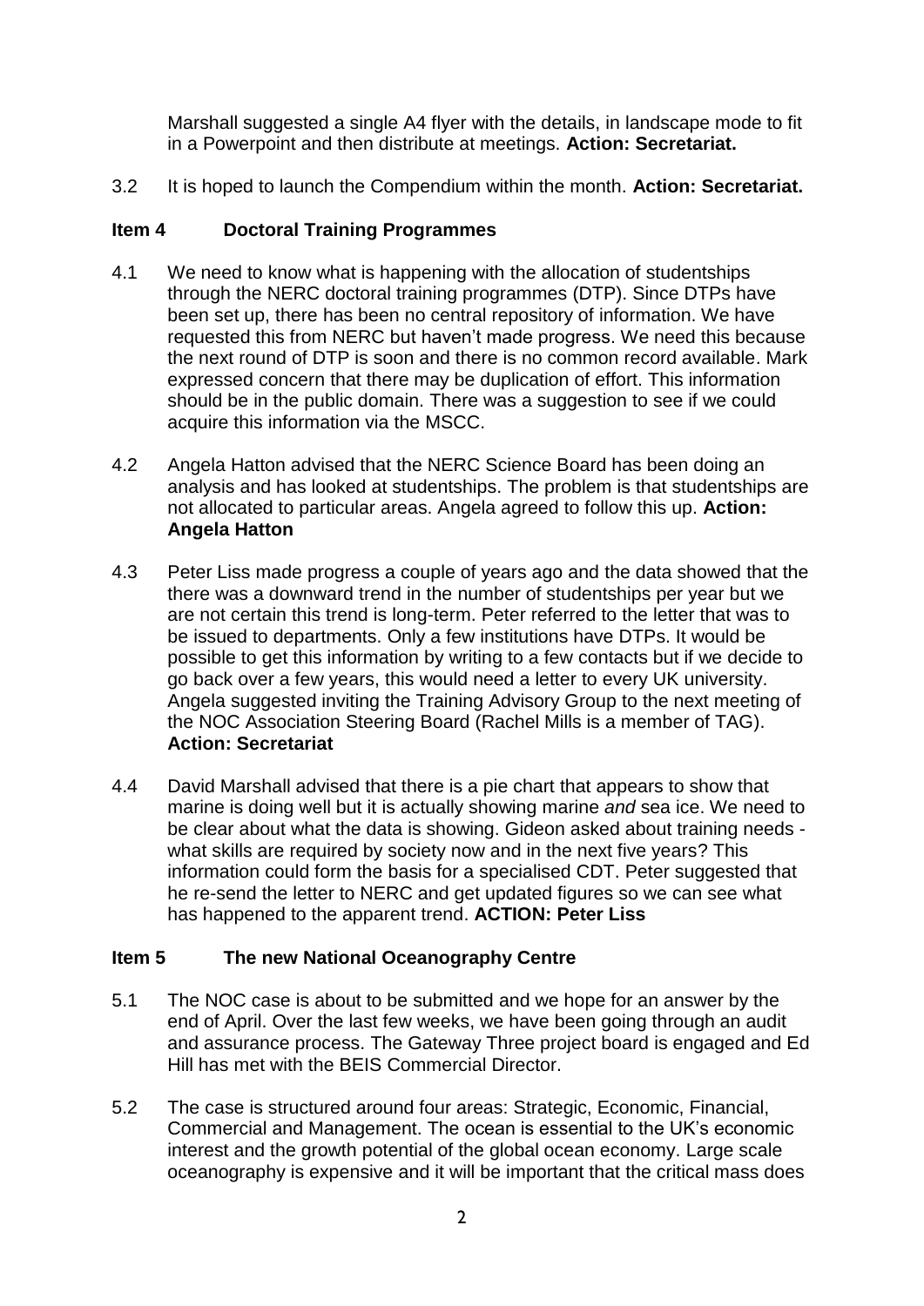Marshall suggested a single A4 flyer with the details, in landscape mode to fit in a Powerpoint and then distribute at meetings. **Action: Secretariat.**

3.2 It is hoped to launch the Compendium within the month. **Action: Secretariat.**

## Item 4 Doctoral Training Programmes

4.1 We need to know what is happening with the allocation of studentships through the NERC doctoral training programmes (DTP). Since DTPs have been set up, there has been no central repository of information. We have requested this from NERC but haven't made progress. We need this because the next round of DTP is soon and there is no common record available. Mark expressed concern that there may be duplication of effort. This information should be in the public domain. There was a suggestion to see if we could acquire this information via the MSCC.

4.2 Angela Hatton advised that the NERC Science Board has been doing an analysis and has looked at studentships. The problem is that studentships are not allocated to particular areas. Angela agreed to follow this up. **Action: Angela Hatton**

4.3 Peter Liss made progress a couple of years ago and the data showed that the there was a downward trend in the number of studentships per year but we are not certain this trend is long-term. Peter referred to the letter that was to be issued to departments. Only a few institutions have DTPs. It would be possible to get this information by writing to a few contacts but if we decide to go back over a few years, this would need a letter to every UK university. Angela suggested inviting the Training Advisory Group to the next meeting of the NOC Association Steering Board (Rachel Mills is a member of TAG). **Action: Secretariat**

4.4 David Marshall advised that there is a pie chart that appears to show that marine is doing well but it is actually showing marine *and* sea ice. We need to be clear about what the data is showing. Gideon asked about training needs - what skills are required by society now and in the next five years? This information could form the basis for a specialised CDT. Peter suggested that he re-send the letter to NERC and get updated figures so we can see what has happened to the apparent trend. **ACTION: Peter Liss**

## Item 5 The new National Oceanography Centre

5.1 The NOC case is about to be submitted and we hope for an answer by the end of April. Over the last few weeks, we have been going through an audit and assurance process. The Gateway Three project board is engaged and Ed Hill has met with the BEIS Commercial Director.

5.2 The case is structured around four areas: Strategic, Economic, Financial, Commercial and Management. The ocean is essential to the UK's economic interest and the growth potential of the global ocean economy. Large scale oceanography is expensive and it will be important that the critical mass does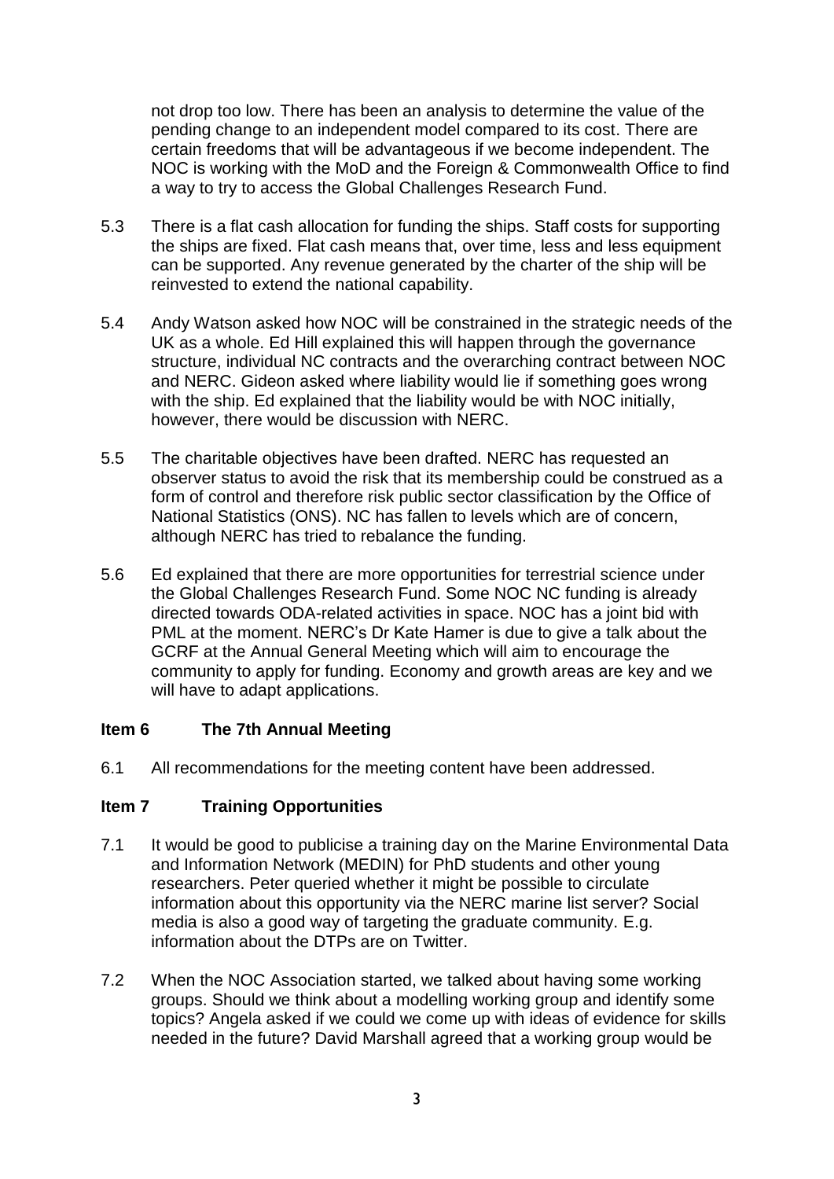not drop too low. There has been an analysis to determine the value of the pending change to an independent model compared to its cost. There are certain freedoms that will be advantageous if we become independent. The NOC is working with the MoD and the Foreign & Commonwealth Office to find a way to try to access the Global Challenges Research Fund.

5.3 There is a flat cash allocation for funding the ships. Staff costs for supporting the ships are fixed. Flat cash means that, over time, less and less equipment can be supported. Any revenue generated by the charter of the ship will be reinvested to extend the national capability.

5.4 Andy Watson asked how NOC will be constrained in the strategic needs of the UK as a whole. Ed Hill explained this will happen through the governance structure, individual NC contracts and the overarching contract between NOC and NERC. Gideon asked where liability would lie if something goes wrong with the ship. Ed explained that the liability would be with NOC initially, however, there would be discussion with NERC.

5.5 The charitable objectives have been drafted. NERC has requested an observer status to avoid the risk that its membership could be construed as a form of control and therefore risk public sector classification by the Office of National Statistics (ONS). NC has fallen to levels which are of concern, although NERC has tried to rebalance the funding.

5.6 Ed explained that there are more opportunities for terrestrial science under the Global Challenges Research Fund. Some NOC NC funding is already directed towards ODA-related activities in space. NOC has a joint bid with PML at the moment. NERC's Dr Kate Hamer is due to give a talk about the GCRF at the Annual General Meeting which will aim to encourage the community to apply for funding. Economy and growth areas are key and we will have to adapt applications.

## Item 6 The 7th Annual Meeting

6.1 All recommendations for the meeting content have been addressed.

## Item 7 Training Opportunities

7.1 It would be good to publicise a training day on the Marine Environmental Data and Information Network (MEDIN) for PhD students and other young researchers. Peter queried whether it might be possible to circulate information about this opportunity via the NERC marine list server? Social media is also a good way of targeting the graduate community. E.g. information about the DTPs are on Twitter.

7.2 When the NOC Association started, we talked about having some working groups. Should we think about a modelling working group and identify some topics? Angela asked if we could we come up with ideas of evidence for skills needed in the future? David Marshall agreed that a working group would be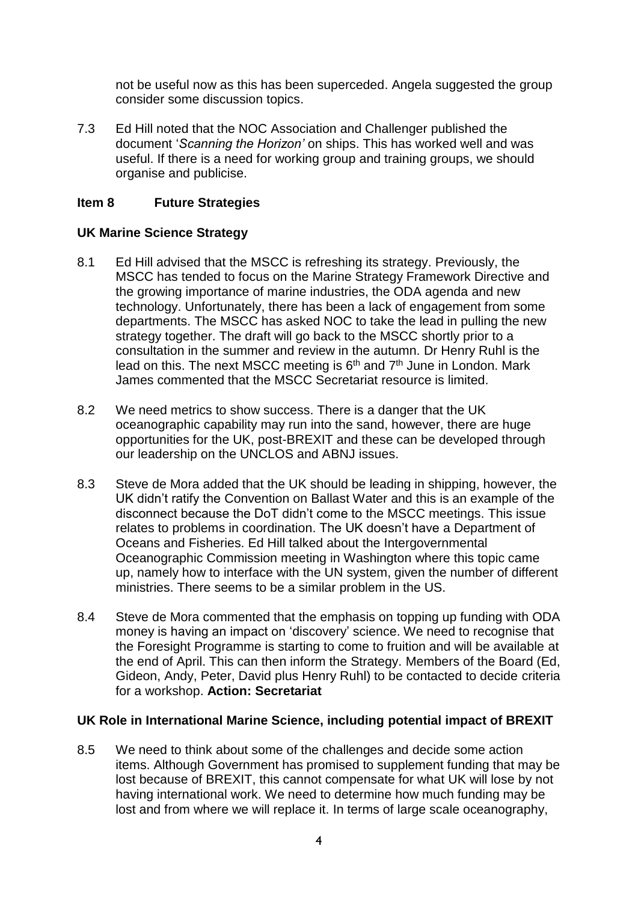not be useful now as this has been superceded. Angela suggested the group consider some discussion topics.

7.3 Ed Hill noted that the NOC Association and Challenger published the document '*Scanning the Horizon'* on ships. This has worked well and was useful. If there is a need for working group and training groups, we should organise and publicise.

## Item 8 Future Strategies

### UK Marine Science Strategy

8.1 Ed Hill advised that the MSCC is refreshing its strategy. Previously, the MSCC has tended to focus on the Marine Strategy Framework Directive and the growing importance of marine industries, the ODA agenda and new technology. Unfortunately, there has been a lack of engagement from some departments. The MSCC has asked NOC to take the lead in pulling the new strategy together. The draft will go back to the MSCC shortly prior to a consultation in the summer and review in the autumn. Dr Henry Ruhl is the lead on this. The next MSCC meeting is 6th and 7th June in London. Mark James commented that the MSCC Secretariat resource is limited.

8.2 We need metrics to show success. There is a danger that the UK oceanographic capability may run into the sand, however, there are huge opportunities for the UK, post-BREXIT and these can be developed through our leadership on the UNCLOS and ABNJ issues.

8.3 Steve de Mora added that the UK should be leading in shipping, however, the UK didn't ratify the Convention on Ballast Water and this is an example of the disconnect because the DoT didn't come to the MSCC meetings. This issue relates to problems in coordination. The UK doesn't have a Department of Oceans and Fisheries. Ed Hill talked about the Intergovernmental Oceanographic Commission meeting in Washington where this topic came up, namely how to interface with the UN system, given the number of different ministries. There seems to be a similar problem in the US.

8.4 Steve de Mora commented that the emphasis on topping up funding with ODA money is having an impact on 'discovery' science. We need to recognise that the Foresight Programme is starting to come to fruition and will be available at the end of April. This can then inform the Strategy. Members of the Board (Ed, Gideon, Andy, Peter, David plus Henry Ruhl) to be contacted to decide criteria for a workshop. **Action: Secretariat**

### UK Role in International Marine Science, including potential impact of BREXIT

8.5 We need to think about some of the challenges and decide some action items. Although Government has promised to supplement funding that may be lost because of BREXIT, this cannot compensate for what UK will lose by not having international work. We need to determine how much funding may be lost and from where we will replace it. In terms of large scale oceanography,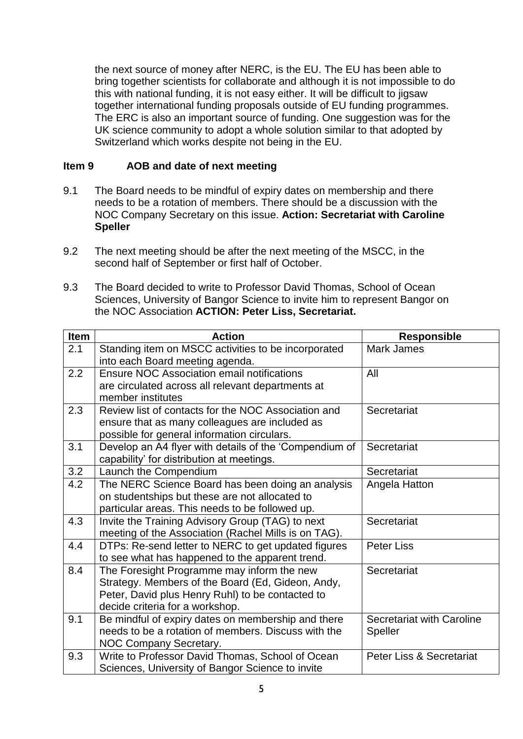the next source of money after NERC, is the EU. The EU has been able to bring together scientists for collaborate and although it is not impossible to do this with national funding, it is not easy either. It will be difficult to jigsaw together international funding proposals outside of EU funding programmes. The ERC is also an important source of funding. One suggestion was for the UK science community to adopt a whole solution similar to that adopted by Switzerland which works despite not being in the EU.

## Item 9 AOB and date of next meeting

9.1 The Board needs to be mindful of expiry dates on membership and there needs to be a rotation of members. There should be a discussion with the NOC Company Secretary on this issue. **Action: Secretariat with Caroline Speller**

9.2 The next meeting should be after the next meeting of the MSCC, in the second half of September or first half of October.

9.3 The Board decided to write to Professor David Thomas, School of Ocean Sciences, University of Bangor Science to invite him to represent Bangor on the NOC Association **ACTION: Peter Liss, Secretariat.**

| Item | Action | Responsible |
|---|---|---|
| 2.1 | Standing item on MSCC activities to be incorporated into each Board meeting agenda. | Mark James |
| 2.2 | Ensure NOC Association email notifications are circulated across all relevant departments at member institutes | All |
| 2.3 | Review list of contacts for the NOC Association and ensure that as many colleagues are included as possible for general information circulars. | Secretariat |
| 3.1 | Develop an A4 flyer with details of the 'Compendium of capability' for distribution at meetings. | Secretariat |
| 3.2 | Launch the Compendium | Secretariat |
| 4.2 | The NERC Science Board has been doing an analysis on studentships but these are not allocated to particular areas. This needs to be followed up. | Angela Hatton |
| 4.3 | Invite the Training Advisory Group (TAG) to next meeting of the Association (Rachel Mills is on TAG). | Secretariat |
| 4.4 | DTPs: Re-send letter to NERC to get updated figures to see what has happened to the apparent trend. | Peter Liss |
| 8.4 | The Foresight Programme may inform the new Strategy. Members of the Board (Ed, Gideon, Andy, Peter, David plus Henry Ruhl) to be contacted to decide criteria for a workshop. | Secretariat |
| 9.1 | Be mindful of expiry dates on membership and there needs to be a rotation of members. Discuss with the NOC Company Secretary. | Secretariat with Caroline Speller |
| 9.3 | Write to Professor David Thomas, School of Ocean Sciences, University of Bangor Science to invite | Peter Liss & Secretariat |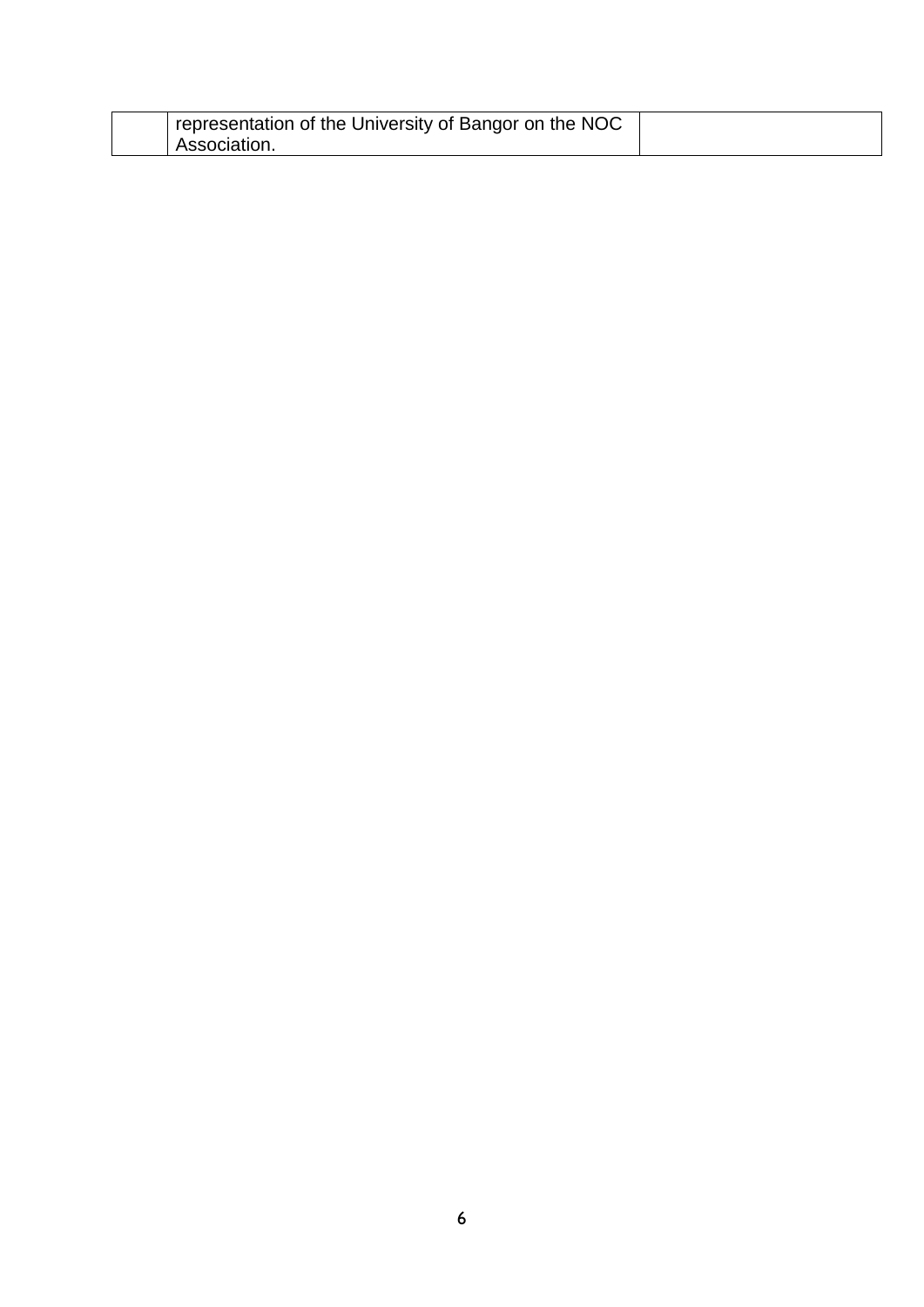| | | |
|---|---|---|
| | representation of the University of Bangor on the NOC Association. | |